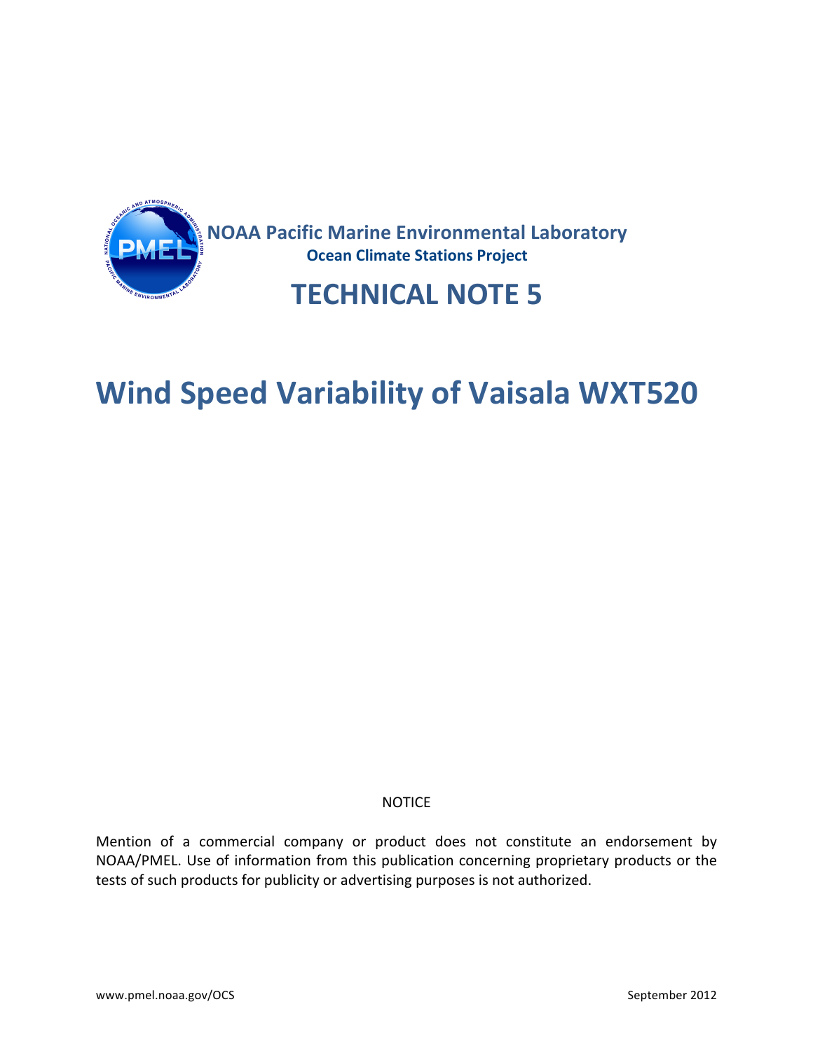**NOAA Pacific Marine Environmental Laboratory**

**Ocean Climate Stations Project**

# TECHNICAL NOTE 5

# Wind Speed Variability of Vaisala WXT520

NOTICE

Mention of a commercial company or product does not constitute an endorsement by NOAA/PMEL. Use of information from this publication concerning proprietary products or the tests of such products for publicity or advertising purposes is not authorized.

www.pmel.noaa.gov/OCS

September 2012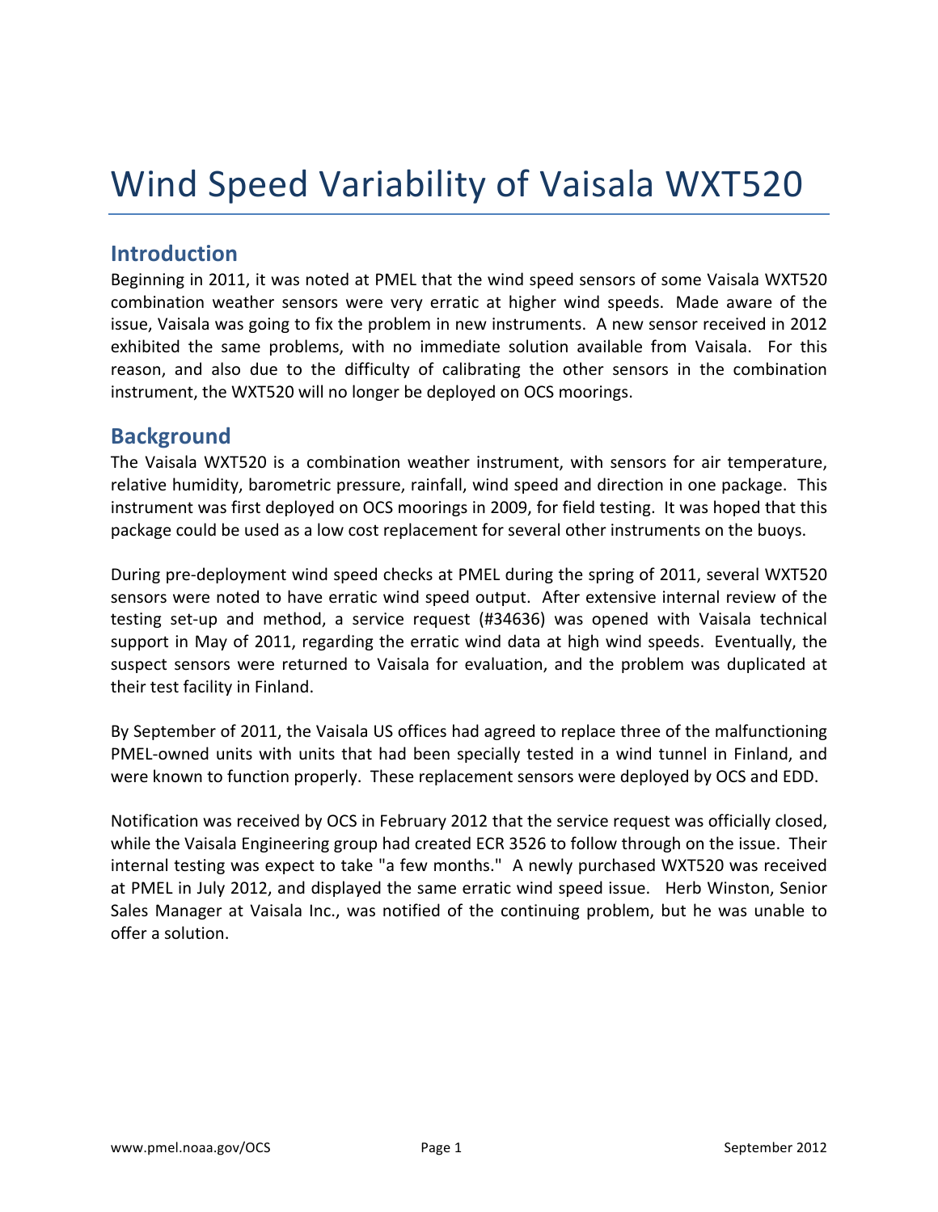# Wind Speed Variability of Vaisala WXT520

## Introduction

Beginning in 2011, it was noted at PMEL that the wind speed sensors of some Vaisala WXT520 combination weather sensors were very erratic at higher wind speeds. Made aware of the issue, Vaisala was going to fix the problem in new instruments. A new sensor received in 2012 exhibited the same problems, with no immediate solution available from Vaisala. For this reason, and also due to the difficulty of calibrating the other sensors in the combination instrument, the WXT520 will no longer be deployed on OCS moorings.

## Background

The Vaisala WXT520 is a combination weather instrument, with sensors for air temperature, relative humidity, barometric pressure, rainfall, wind speed and direction in one package. This instrument was first deployed on OCS moorings in 2009, for field testing. It was hoped that this package could be used as a low cost replacement for several other instruments on the buoys.

During pre-deployment wind speed checks at PMEL during the spring of 2011, several WXT520 sensors were noted to have erratic wind speed output. After extensive internal review of the testing set-up and method, a service request (#34636) was opened with Vaisala technical support in May of 2011, regarding the erratic wind data at high wind speeds. Eventually, the suspect sensors were returned to Vaisala for evaluation, and the problem was duplicated at their test facility in Finland.

By September of 2011, the Vaisala US offices had agreed to replace three of the malfunctioning PMEL-owned units with units that had been specially tested in a wind tunnel in Finland, and were known to function properly. These replacement sensors were deployed by OCS and EDD.

Notification was received by OCS in February 2012 that the service request was officially closed, while the Vaisala Engineering group had created ECR 3526 to follow through on the issue. Their internal testing was expect to take "a few months." A newly purchased WXT520 was received at PMEL in July 2012, and displayed the same erratic wind speed issue. Herb Winston, Senior Sales Manager at Vaisala Inc., was notified of the continuing problem, but he was unable to offer a solution.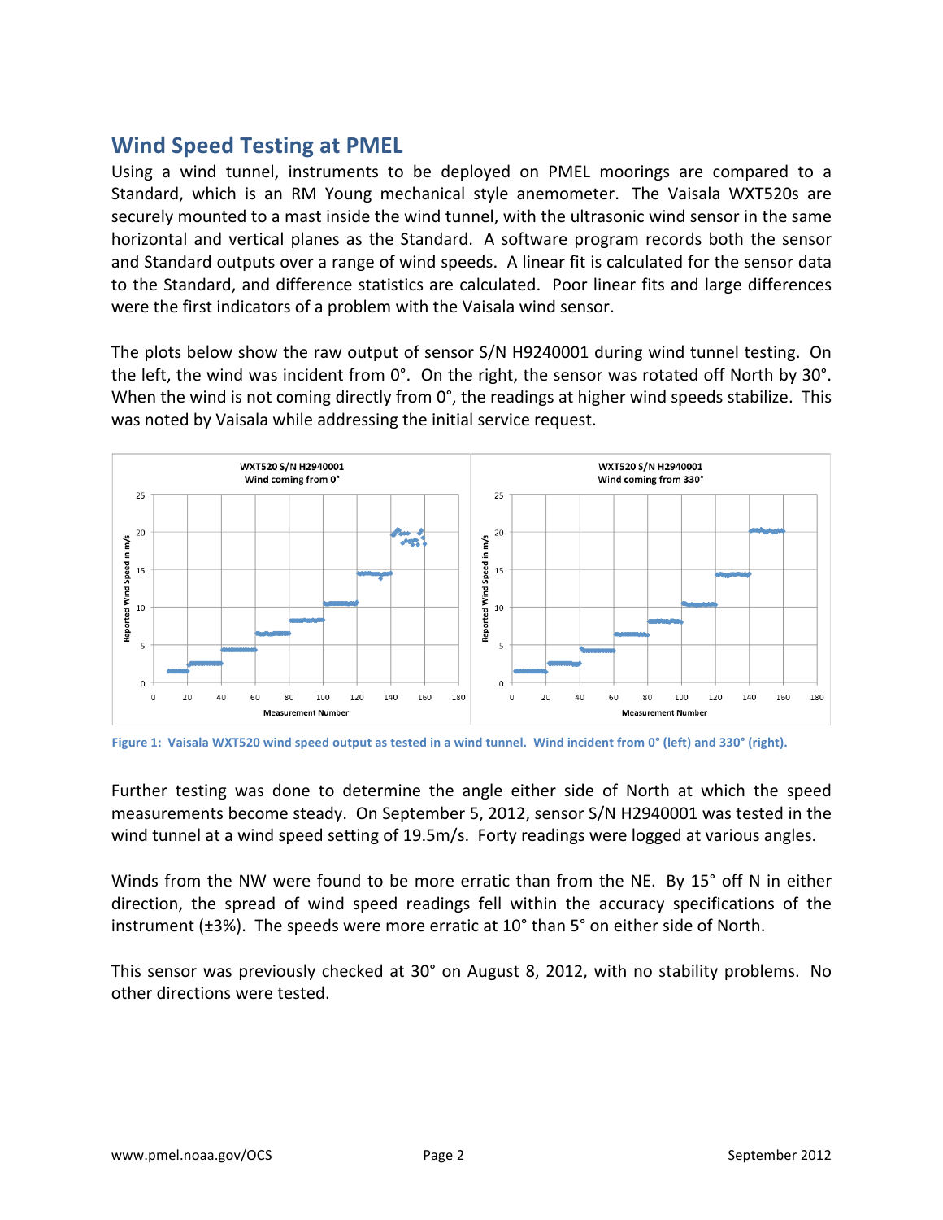## Wind Speed Testing at PMEL

Using a wind tunnel, instruments to be deployed on PMEL moorings are compared to a Standard, which is an RM Young mechanical style anemometer. The Vaisala WXT520s are securely mounted to a mast inside the wind tunnel, with the ultrasonic wind sensor in the same horizontal and vertical planes as the Standard. A software program records both the sensor and Standard outputs over a range of wind speeds. A linear fit is calculated for the sensor data to the Standard, and difference statistics are calculated. Poor linear fits and large differences were the first indicators of a problem with the Vaisala wind sensor.

The plots below show the raw output of sensor S/N H9240001 during wind tunnel testing. On the left, the wind was incident from 0°. On the right, the sensor was rotated off North by 30°. When the wind is not coming directly from 0°, the readings at higher wind speeds stabilize. This was noted by Vaisala while addressing the initial service request.

Figure 1: Vaisala WXT520 wind speed output as tested in a wind tunnel. Wind incident from 0° (left) and 330° (right).

Further testing was done to determine the angle either side of North at which the speed measurements become steady. On September 5, 2012, sensor S/N H2940001 was tested in the wind tunnel at a wind speed setting of 19.5m/s. Forty readings were logged at various angles.

Winds from the NW were found to be more erratic than from the NE. By 15° off N in either direction, the spread of wind speed readings fell within the accuracy specifications of the instrument (±3%). The speeds were more erratic at 10° than 5° on either side of North.

This sensor was previously checked at 30° on August 8, 2012, with no stability problems. No other directions were tested.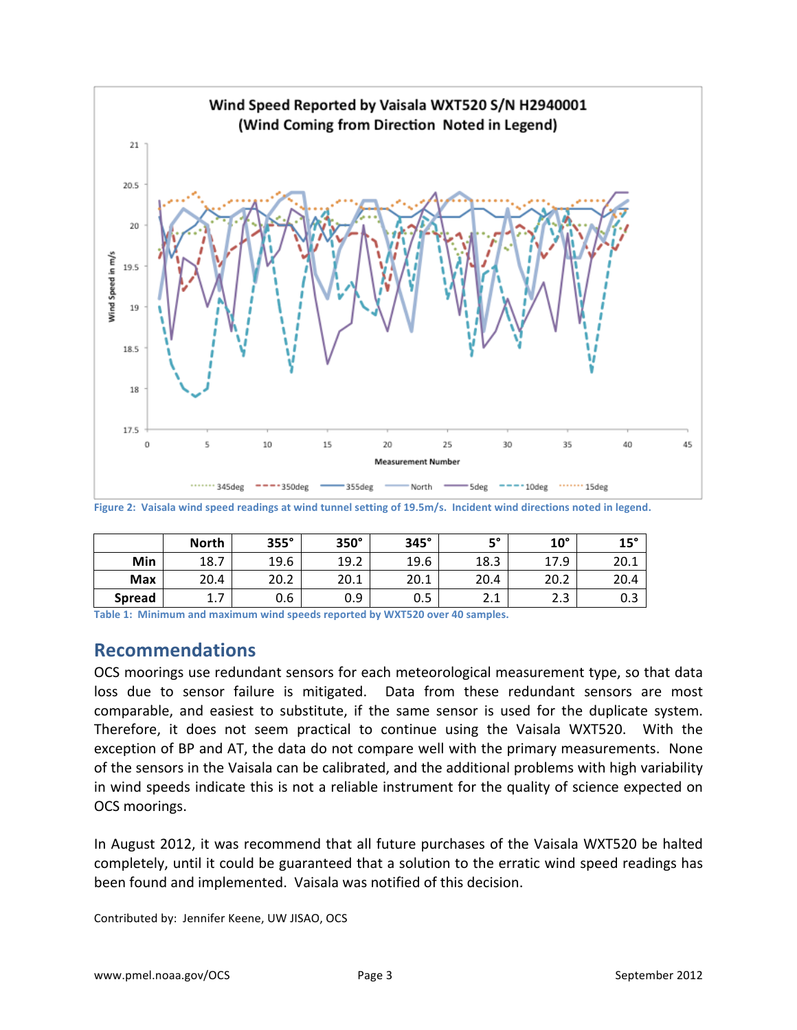Wind Speed Reported by Vaisala WXT520 S/N H2940001
(Wind Coming from Direction Noted in Legend)

Wind Speed in m/s

21
20.5
20
19.5
19
18.5
18
17.5

0 5 10 15 20 25 30 35 40 45

Measurement Number

345deg 350deg 355deg North 5deg 10deg 15deg

Figure 2: Vaisala wind speed readings at wind tunnel setting of 19.5m/s. Incident wind directions noted in legend.

| | North | 355° | 350° | 345° | 5° | 10° | 15° |
|---|---|---|---|---|---|---|---|
| **Min** | 18.7 | 19.6 | 19.2 | 19.6 | 18.3 | 17.9 | 20.1 |
| **Max** | 20.4 | 20.2 | 20.1 | 20.1 | 20.4 | 20.2 | 20.4 |
| **Spread** | 1.7 | 0.6 | 0.9 | 0.5 | 2.1 | 2.3 | 0.3 |

Table 1: Minimum and maximum wind speeds reported by WXT520 over 40 samples.

## Recommendations

OCS moorings use redundant sensors for each meteorological measurement type, so that data loss due to sensor failure is mitigated. Data from these redundant sensors are most comparable, and easiest to substitute, if the same sensor is used for the duplicate system. Therefore, it does not seem practical to continue using the Vaisala WXT520. With the exception of BP and AT, the data do not compare well with the primary measurements. None of the sensors in the Vaisala can be calibrated, and the additional problems with high variability in wind speeds indicate this is not a reliable instrument for the quality of science expected on OCS moorings.

In August 2012, it was recommend that all future purchases of the Vaisala WXT520 be halted completely, until it could be guaranteed that a solution to the erratic wind speed readings has been found and implemented. Vaisala was notified of this decision.

Contributed by: Jennifer Keene, UW JISAO, OCS